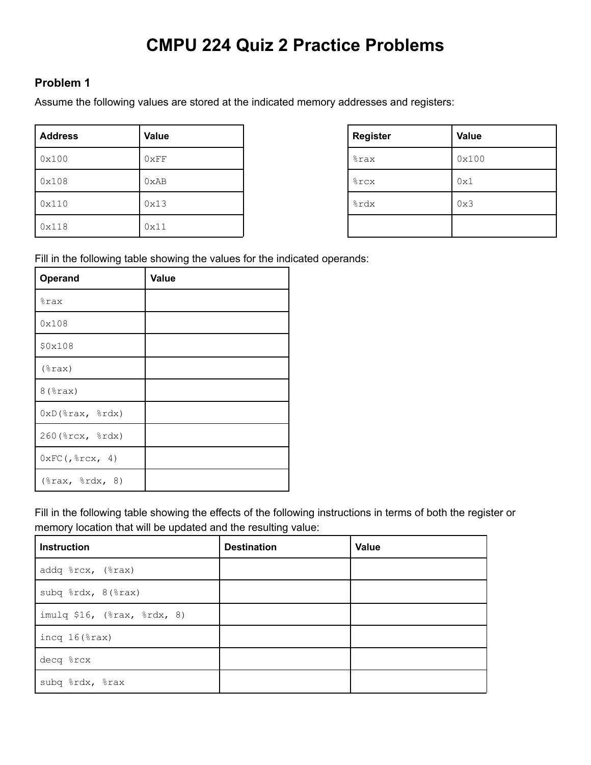# CMPU 224 Quiz 2 Practice Problems

## Problem 1

Assume the following values are stored at the indicated memory addresses and registers:

| Address | Value |
|---|---|
| `0x100` | `0xFF` |
| `0x108` | `0xAB` |
| `0x110` | `0x13` |
| `0x118` | `0x11` |

| Register | Value |
|---|---|
| `%rax` | `0x100` |
| `%rcx` | `0x1` |
| `%rdx` | `0x3` |
| | |

Fill in the following table showing the values for the indicated operands:

| Operand | Value |
|---|---|
| `%rax` | |
| `0x108` | |
| `$0x108` | |
| `(%rax)` | |
| `8(%rax)` | |
| `0xD(%rax, %rdx)` | |
| `260(%rcx, %rdx)` | |
| `0xFC(,%rcx, 4)` | |
| `(%rax, %rdx, 8)` | |

Fill in the following table showing the effects of the following instructions in terms of both the register or memory location that will be updated and the resulting value:

| Instruction | Destination | Value |
|---|---|---|
| `addq %rcx, (%rax)` | | |
| `subq %rdx, 8(%rax)` | | |
| `imulq $16, (%rax, %rdx, 8)` | | |
| `incq 16(%rax)` | | |
| `decq %rcx` | | |
| `subq %rdx, %rax` | | |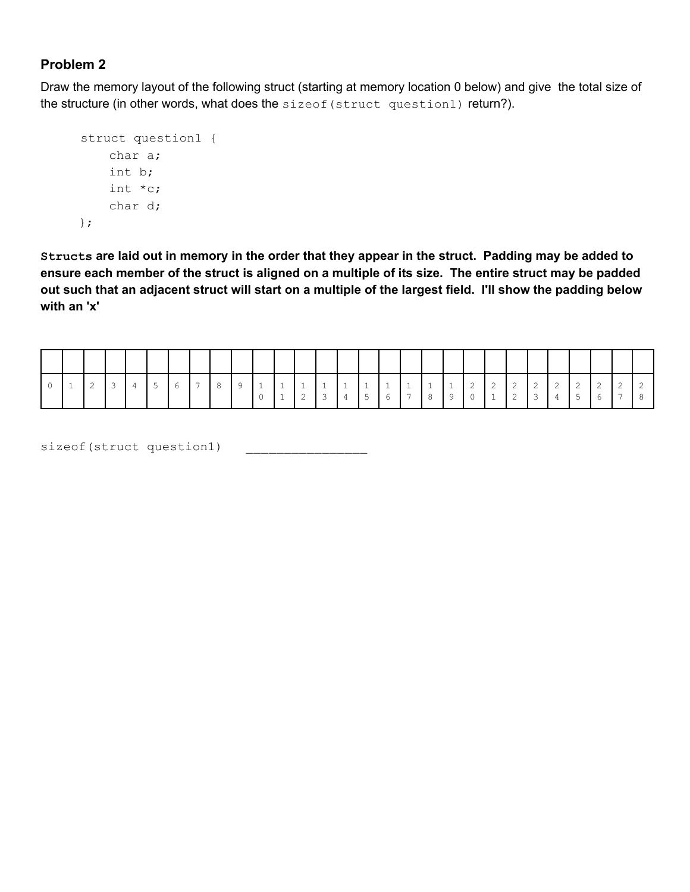## Problem 2

Draw the memory layout of the following struct (starting at memory location 0 below) and give the total size of the structure (in other words, what does the `sizeof(struct question1)` return?).

```
struct question1 {
    char a;
    int b;
    int *c;
    char d;
};
```

**`Structs` are laid out in memory in the order that they appear in the struct. Padding may be added to ensure each member of the struct is aligned on a multiple of its size. The entire struct may be padded out such that an adjacent struct will start on a multiple of the largest field. I'll show the padding below with an 'x'**

| | | | | | | | | | | | | | | | | | | | | | | | | | | | | |
|---|---|---|---|---|---|---|---|---|---|---|---|---|---|---|---|---|---|---|---|---|---|---|---|---|---|---|---|---|
| 0 | 1 | 2 | 3 | 4 | 5 | 6 | 7 | 8 | 9 | 10 | 11 | 12 | 13 | 14 | 15 | 16 | 17 | 18 | 19 | 20 | 21 | 22 | 23 | 24 | 25 | 26 | 27 | 28 |

`sizeof(struct question1)` ________________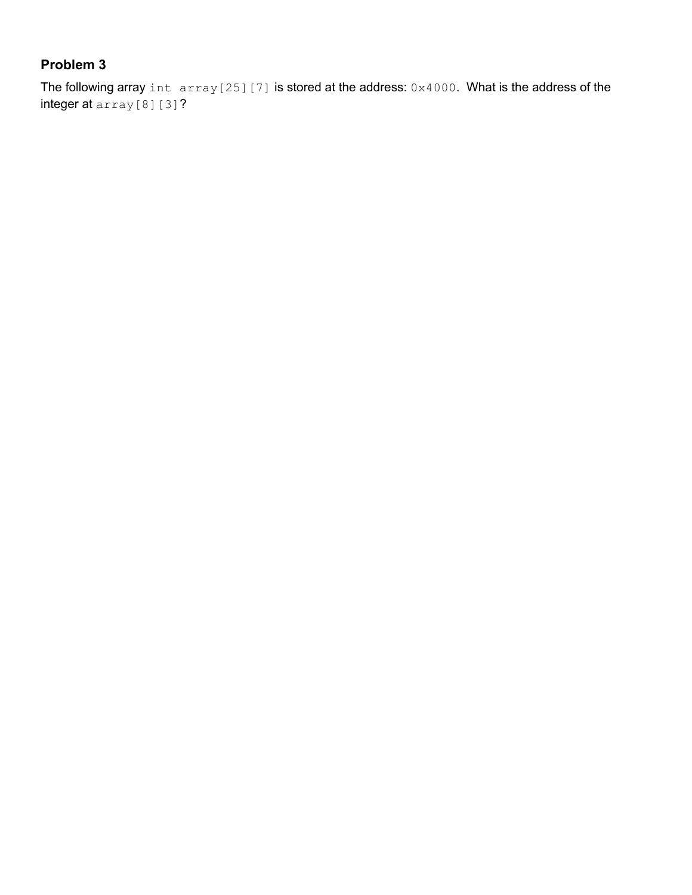### Problem 3

The following array `int array[25][7]` is stored at the address: `0x4000`. What is the address of the integer at `array[8][3]`?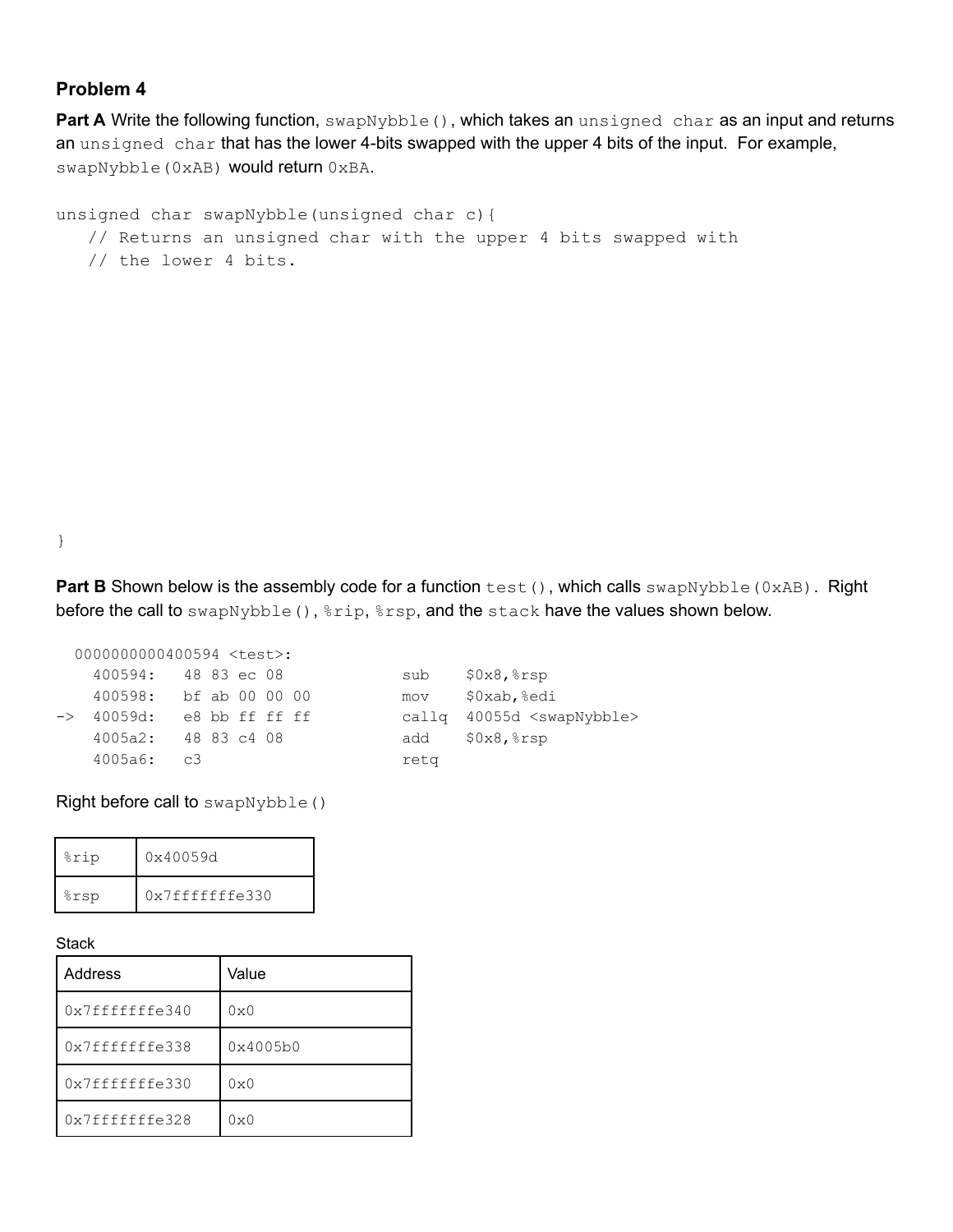## Problem 4

**Part A** Write the following function, `swapNybble()`, which takes an `unsigned char` as an input and returns an `unsigned char` that has the lower 4-bits swapped with the upper 4 bits of the input. For example, `swapNybble(0xAB)` would return `0xBA`.

```
unsigned char swapNybble(unsigned char c){
   // Returns an unsigned char with the upper 4 bits swapped with
   // the lower 4 bits.









}
```

**Part B** Shown below is the assembly code for a function `test()`, which calls `swapNybble(0xAB)`. Right before the call to `swapNybble()`, `%rip`, `%rsp`, and the `stack` have the values shown below.

```
  0000000000400594 <test>:
    400594:   48 83 ec 08             sub    $0x8,%rsp
    400598:   bf ab 00 00 00          mov    $0xab,%edi
->  40059d:   e8 bb ff ff ff          callq  40055d <swapNybble>
    4005a2:   48 83 c4 08             add    $0x8,%rsp
    4005a6:   c3                      retq
```

Right before call to `swapNybble()`

| | |
|---|---|
| %rip | 0x40059d |
| %rsp | 0x7fffffffe330 |

Stack

| Address | Value |
|---|---|
| 0x7fffffffe340 | 0x0 |
| 0x7fffffffe338 | 0x4005b0 |
| 0x7fffffffe330 | 0x0 |
| 0x7fffffffe328 | 0x0 |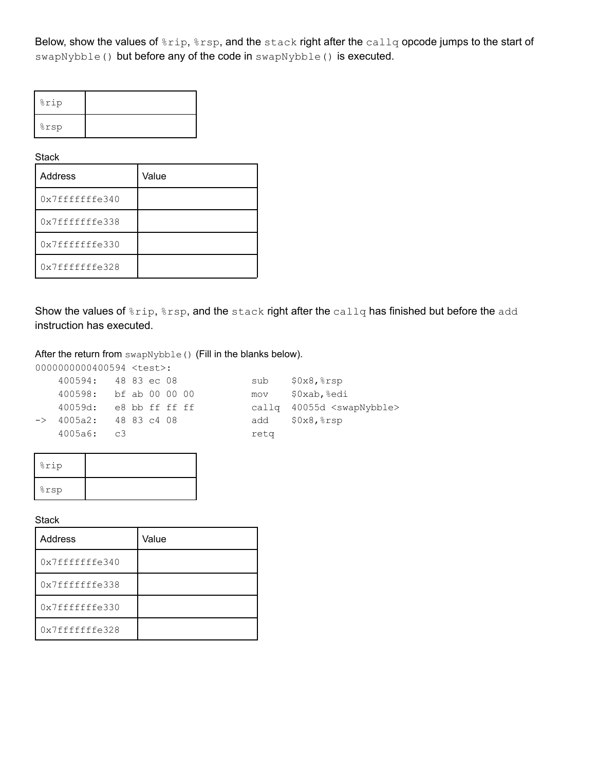Below, show the values of `%rip`, `%rsp`, and the `stack` right after the `callq` opcode jumps to the start of `swapNybble()` but before any of the code in `swapNybble()` is executed.

| | |
|---|---|
| %rip | |
| %rsp | |

Stack

| Address | Value |
|---|---|
| 0x7fffffffe340 | |
| 0x7fffffffe338 | |
| 0x7fffffffe330 | |
| 0x7fffffffe328 | |

Show the values of `%rip`, `%rsp`, and the `stack` right after the `callq` has finished but before the `add` instruction has executed.

After the return from `swapNybble()` (Fill in the blanks below).

```
0000000000400594 <test>:
    400594:   48 83 ec 08             sub    $0x8,%rsp
    400598:   bf ab 00 00 00          mov    $0xab,%edi
    40059d:   e8 bb ff ff ff          callq  40055d <swapNybble>
->  4005a2:   48 83 c4 08             add    $0x8,%rsp
    4005a6:   c3                      retq
```

| | |
|---|---|
| %rip | |
| %rsp | |

Stack

| Address | Value |
|---|---|
| 0x7fffffffe340 | |
| 0x7fffffffe338 | |
| 0x7fffffffe330 | |
| 0x7fffffffe328 | |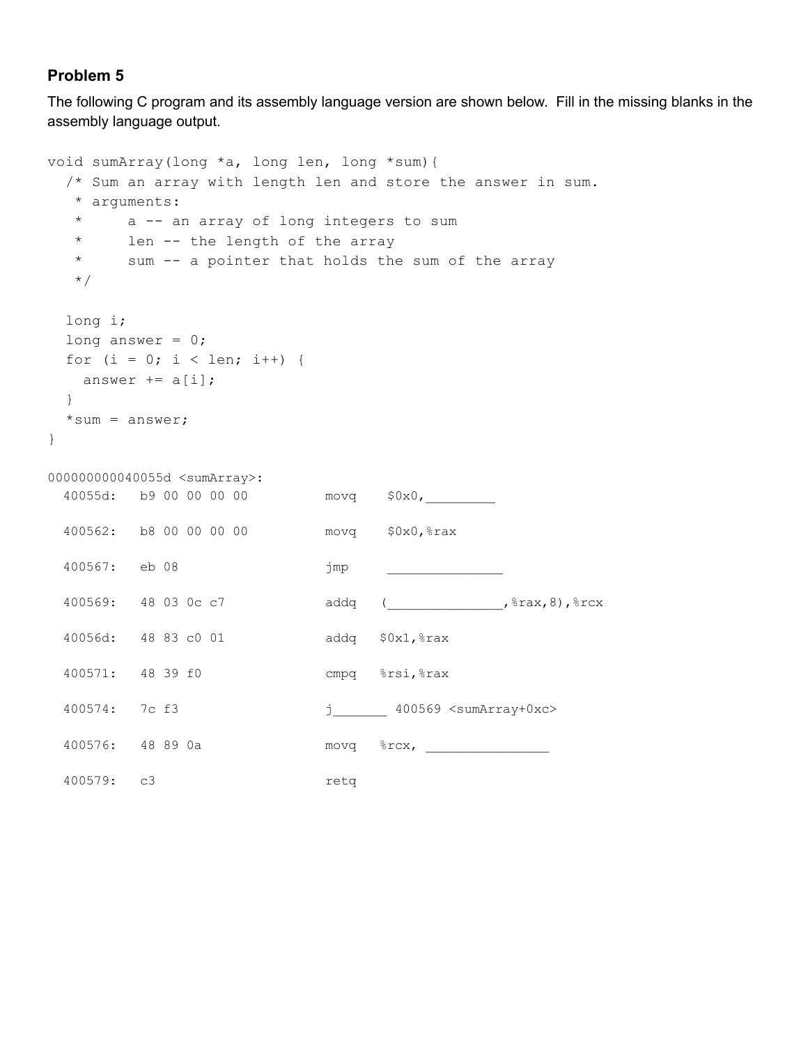## Problem 5

The following C program and its assembly language version are shown below. Fill in the missing blanks in the assembly language output.

```
void sumArray(long *a, long len, long *sum){
  /* Sum an array with length len and store the answer in sum.
   * arguments:
   *      a -- an array of long integers to sum
   *      len -- the length of the array
   *      sum -- a pointer that holds the sum of the array
   */

  long i;
  long answer = 0;
  for (i = 0; i < len; i++) {
    answer += a[i];
  }
  *sum = answer;
}
```

```
000000000040055d <sumArray>:
  40055d:   b9 00 00 00 00          movq    $0x0,_________

  400562:   b8 00 00 00 00          movq    $0x0,%rax

  400567:   eb 08                   jmp     _______________

  400569:   48 03 0c c7             addq   (_______________,%rax,8),%rcx

  40056d:   48 83 c0 01             addq   $0x1,%rax

  400571:   48 39 f0                cmpq   %rsi,%rax

  400574:   7c f3                   j_______ 400569 <sumArray+0xc>

  400576:   48 89 0a                movq   %rcx, ________________

  400579:   c3                      retq
```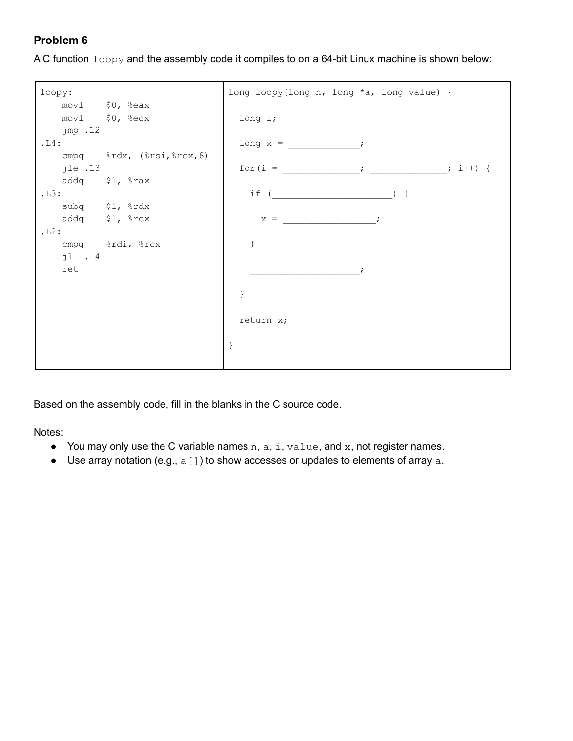## Problem 6

A C function `loopy` and the assembly code it compiles to on a 64-bit Linux machine is shown below:

```
loopy:
    movl    $0, %eax
    movl    $0, %ecx
    jmp .L2
.L4:
    cmpq    %rdx, (%rsi,%rcx,8)
    jle .L3
    addq    $1, %rax
.L3:
    subq    $1, %rdx
    addq    $1, %rcx
.L2:
    cmpq    %rdi, %rcx
    jl  .L4
    ret
```

```
long loopy(long n, long *a, long value) {

  long i;

  long x = _____________;

  for(i = ______________; ______________; i++) {

    if (______________________) {

      x = _________________;

    }

    ____________________;

  }

  return x;

}
```

Based on the assembly code, fill in the blanks in the C source code.

Notes:

- You may only use the C variable names `n`, `a`, `i`, `value`, and `x`, not register names.
- Use array notation (e.g., `a[]`) to show accesses or updates to elements of array `a`.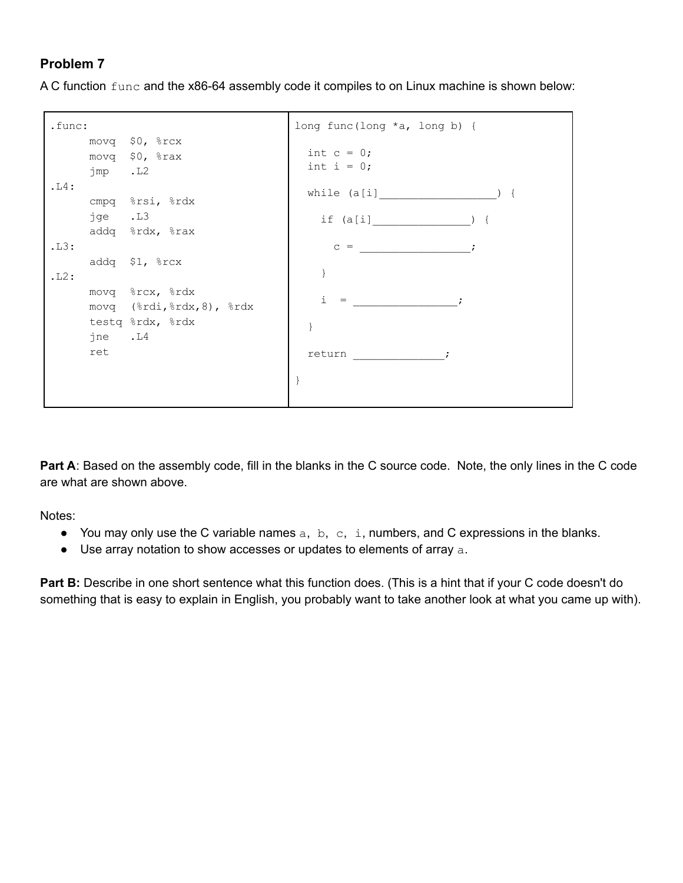## Problem 7

A C function `func` and the x86-64 assembly code it compiles to on Linux machine is shown below:

```
.func:
      movq  $0, %rcx
      movq  $0, %rax
      jmp   .L2
.L4:
      cmpq  %rsi, %rdx
      jge   .L3
      addq  %rdx, %rax
.L3:
      addq  $1, %rcx
.L2:
      movq  %rcx, %rdx
      movq  (%rdi,%rdx,8), %rdx
      testq %rdx, %rdx
      jne   .L4
      ret
```

```
long func(long *a, long b) {

  int c = 0;
  int i = 0;

  while (a[i]__________________) {

    if (a[i]_______________) {

      c = _________________;

    }

    i  = ________________;

  }

  return ______________;

}
```

**Part A**: Based on the assembly code, fill in the blanks in the C source code. Note, the only lines in the C code are what are shown above.

Notes:

- You may only use the C variable names `a`, `b`, `c`, `i`, numbers, and C expressions in the blanks.
- Use array notation to show accesses or updates to elements of array `a`.

**Part B:** Describe in one short sentence what this function does. (This is a hint that if your C code doesn't do something that is easy to explain in English, you probably want to take another look at what you came up with).